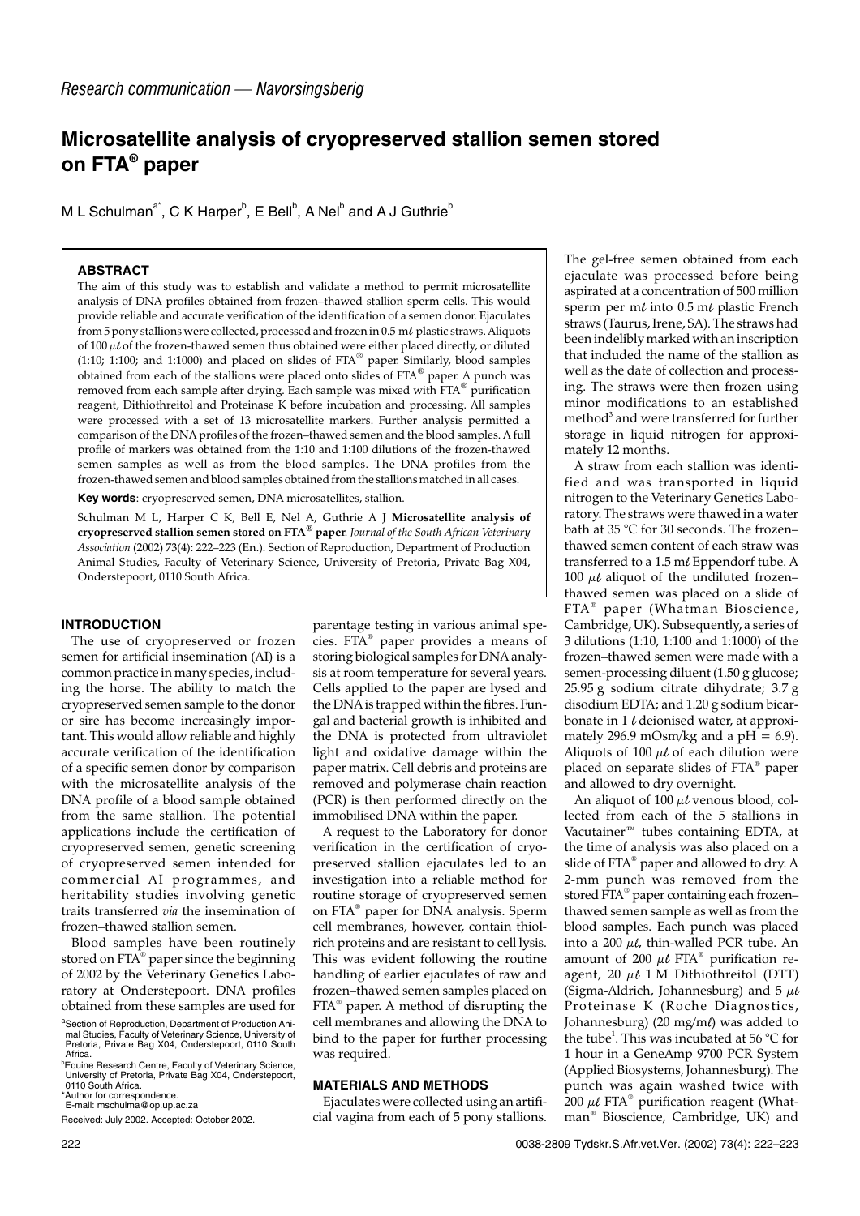*Research communication — Navorsingsberig*

# Microsatellite analysis of cryopreserved stallion semen stored on FTA® paper

M L Schulman[a*], C K Harper[b], E Bell[b], A Nel[b] and A J Guthrie[b]

## ABSTRACT

The aim of this study was to establish and validate a method to permit microsatellite analysis of DNA profiles obtained from frozen–thawed stallion sperm cells. This would provide reliable and accurate verification of the identification of a semen donor. Ejaculates from 5 pony stallions were collected, processed and frozen in 0.5 mℓ plastic straws. Aliquots of 100 μℓ of the frozen-thawed semen thus obtained were either placed directly, or diluted (1:10; 1:100; and 1:1000) and placed on slides of FTA® paper. Similarly, blood samples obtained from each of the stallions were placed onto slides of FTA® paper. A punch was removed from each sample after drying. Each sample was mixed with FTA® purification reagent, Dithiothreitol and Proteinase K before incubation and processing. All samples were processed with a set of 13 microsatellite markers. Further analysis permitted a comparison of the DNA profiles of the frozen–thawed semen and the blood samples. A full profile of markers was obtained from the 1:10 and 1:100 dilutions of the frozen-thawed semen samples as well as from the blood samples. The DNA profiles from the frozen-thawed semen and blood samples obtained from the stallions matched in all cases.

**Key words**: cryopreserved semen, DNA microsatellites, stallion.

Schulman M L, Harper C K, Bell E, Nel A, Guthrie A J **Microsatellite analysis of cryopreserved stallion semen stored on FTA® paper**. *Journal of the South African Veterinary Association* (2002) 73(4): 222–223 (En.). Section of Reproduction, Department of Production Animal Studies, Faculty of Veterinary Science, University of Pretoria, Private Bag X04, Onderstepoort, 0110 South Africa.

## INTRODUCTION

The use of cryopreserved or frozen semen for artificial insemination (AI) is a common practice in many species, including the horse. The ability to match the cryopreserved semen sample to the donor or sire has become increasingly important. This would allow reliable and highly accurate verification of the identification of a specific semen donor by comparison with the microsatellite analysis of the DNA profile of a blood sample obtained from the same stallion. The potential applications include the certification of cryopreserved semen, genetic screening of cryopreserved semen intended for commercial AI programmes, and heritability studies involving genetic traits transferred *via* the insemination of frozen–thawed stallion semen.

Blood samples have been routinely stored on FTA® paper since the beginning of 2002 by the Veterinary Genetics Laboratory at Onderstepoort. DNA profiles obtained from these samples are used for parentage testing in various animal species. FTA® paper provides a means of storing biological samples for DNA analysis at room temperature for several years. Cells applied to the paper are lysed and the DNA is trapped within the fibres. Fungal and bacterial growth is inhibited and the DNA is protected from ultraviolet light and oxidative damage within the paper matrix. Cell debris and proteins are removed and polymerase chain reaction (PCR) is then performed directly on the immobilised DNA within the paper.

A request to the Laboratory for donor verification in the certification of cryopreserved stallion ejaculates led to an investigation into a reliable method for routine storage of cryopreserved semen on FTA® paper for DNA analysis. Sperm cell membranes, however, contain thiol-rich proteins and are resistant to cell lysis. This was evident following the routine handling of earlier ejaculates of raw and frozen–thawed semen samples placed on FTA® paper. A method of disrupting the cell membranes and allowing the DNA to bind to the paper for further processing was required.

## MATERIALS AND METHODS

Ejaculates were collected using an artificial vagina from each of 5 pony stallions. The gel-free semen obtained from each ejaculate was processed before being aspirated at a concentration of 500 million sperm per mℓ into 0.5 mℓ plastic French straws (Taurus, Irene, SA). The straws had been indelibly marked with an inscription that included the name of the stallion as well as the date of collection and processing. The straws were then frozen using minor modifications to an established method[3] and were transferred for further storage in liquid nitrogen for approximately 12 months.

A straw from each stallion was identified and was transported in liquid nitrogen to the Veterinary Genetics Laboratory. The straws were thawed in a water bath at 35 °C for 30 seconds. The frozen–thawed semen content of each straw was transferred to a 1.5 mℓ Eppendorf tube. A 100 μℓ aliquot of the undiluted frozen–thawed semen was placed on a slide of FTA® paper (Whatman Bioscience, Cambridge, UK). Subsequently, a series of 3 dilutions (1:10, 1:100 and 1:1000) of the frozen-thawed semen were made with a semen-processing diluent (1.50 g glucose; 25.95 g sodium citrate dihydrate; 3.7 g disodium EDTA; and 1.20 g sodium bicarbonate in 1 ℓ deionised water, at approximately 296.9 mOsm/kg and a pH = 6.9). Aliquots of 100 μℓ of each dilution were placed on separate slides of FTA® paper and allowed to dry overnight.

An aliquot of 100 μℓ venous blood, collected from each of the 5 stallions in Vacutainer™ tubes containing EDTA, at the time of analysis was also placed on a slide of FTA® paper and allowed to dry. A 2-mm punch was removed from the stored FTA® paper containing each frozen–thawed semen sample as well as from the blood samples. Each punch was placed into a 200 μℓ, thin-walled PCR tube. An amount of 200 μℓ FTA® purification reagent, 20 μℓ 1 M Dithiothreitol (DTT) (Sigma-Aldrich, Johannesburg) and 5 μℓ Proteinase K (Roche Diagnostics, Johannesburg) (20 mg/mℓ) was added to the tube[1]. This was incubated at 56 °C for 1 hour in a GeneAmp 9700 PCR System (Applied Biosystems, Johannesburg). The punch was again washed twice with 200 μℓ FTA® purification reagent (Whatman® Bioscience, Cambridge, UK) and

---

[a]Section of Reproduction, Department of Production Animal Studies, Faculty of Veterinary Science, University of Pretoria, Private Bag X04, Onderstepoort, 0110 South Africa.

[b]Equine Research Centre, Faculty of Veterinary Science, University of Pretoria, Private Bag X04, Onderstepoort, 0110 South Africa.

*Author for correspondence.
E-mail: mschulma@op.up.ac.za

Received: July 2002. Accepted: October 2002.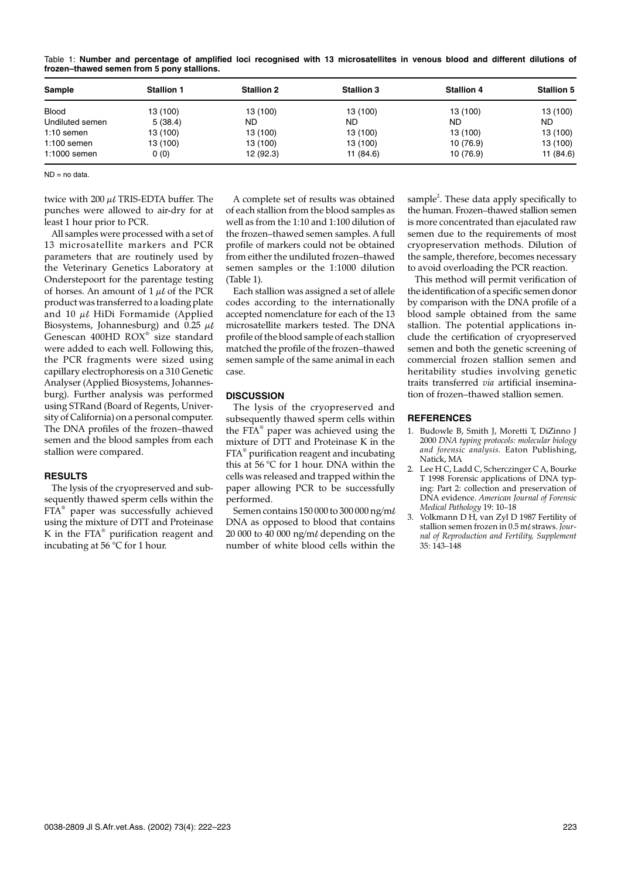Table 1: **Number and percentage of amplified loci recognised with 13 microsatellites in venous blood and different dilutions of frozen–thawed semen from 5 pony stallions.**

| Sample | Stallion 1 | Stallion 2 | Stallion 3 | Stallion 4 | Stallion 5 |
|---|---|---|---|---|---|
| Blood | 13 (100) | 13 (100) | 13 (100) | 13 (100) | 13 (100) |
| Undiluted semen | 5 (38.4) | ND | ND | ND | ND |
| 1:10 semen | 13 (100) | 13 (100) | 13 (100) | 13 (100) | 13 (100) |
| 1:100 semen | 13 (100) | 13 (100) | 13 (100) | 10 (76.9) | 13 (100) |
| 1:1000 semen | 0 (0) | 12 (92.3) | 11 (84.6) | 10 (76.9) | 11 (84.6) |

ND = no data.

twice with 200 $\mu\ell$ TRIS-EDTA buffer. The punches were allowed to air-dry for at least 1 hour prior to PCR.

All samples were processed with a set of 13 microsatellite markers and PCR parameters that are routinely used by the Veterinary Genetics Laboratory at Onderstepoort for the parentage testing of horses. An amount of 1 $\mu\ell$ of the PCR product was transferred to a loading plate and 10 $\mu\ell$ HiDi Formamide (Applied Biosystems, Johannesburg) and 0.25 $\mu\ell$ Genescan 400HD ROX® size standard were added to each well. Following this, the PCR fragments were sized using capillary electrophoresis on a 310 Genetic Analyser (Applied Biosystems, Johannesburg). Further analysis was performed using STRand (Board of Regents, University of California) on a personal computer. The DNA profiles of the frozen–thawed semen and the blood samples from each stallion were compared.

## RESULTS

The lysis of the cryopreserved and subsequently thawed sperm cells within the FTA® paper was successfully achieved using the mixture of DTT and Proteinase K in the FTA® purification reagent and incubating at 56 °C for 1 hour.

A complete set of results was obtained of each stallion from the blood samples as well as from the 1:10 and 1:100 dilution of the frozen–thawed semen samples. A full profile of markers could not be obtained from either the undiluted frozen–thawed semen samples or the 1:1000 dilution (Table 1).

Each stallion was assigned a set of allele codes according to the internationally accepted nomenclature for each of the 13 microsatellite markers tested. The DNA profile of the blood sample of each stallion matched the profile of the frozen–thawed semen sample of the same animal in each case.

## DISCUSSION

The lysis of the cryopreserved and subsequently thawed sperm cells within the FTA® paper was achieved using the mixture of DTT and Proteinase K in the FTA® purification reagent and incubating this at 56 °C for 1 hour. DNA within the cells was released and trapped within the paper allowing PCR to be successfully performed.

Semen contains 150 000 to 300 000 ng/m$\ell$ DNA as opposed to blood that contains 20 000 to 40 000 ng/m$\ell$ depending on the number of white blood cells within the sample[2]. These data apply specifically to the human. Frozen–thawed stallion semen is more concentrated than ejaculated raw semen due to the requirements of most cryopreservation methods. Dilution of the sample, therefore, becomes necessary to avoid overloading the PCR reaction.

This method will permit verification of the identification of a specific semen donor by comparison with the DNA profile of a blood sample obtained from the same stallion. The potential applications include the certification of cryopreserved semen and both the genetic screening of commercial frozen stallion semen and heritability studies involving genetic traits transferred *via* artificial insemination of frozen–thawed stallion semen.

## REFERENCES

1. Budowle B, Smith J, Moretti T, DiZinno J 2000 *DNA typing protocols: molecular biology and forensic analysis.* Eaton Publishing, Natick, MA
2. Lee H C, Ladd C, Scherczinger C A, Bourke T 1998 Forensic applications of DNA typing: Part 2: collection and preservation of DNA evidence. *American Journal of Forensic Medical Pathology* 19: 10–18
3. Volkmann D H, van Zyl D 1987 Fertility of stallion semen frozen in 0.5 m$\ell$ straws. *Journal of Reproduction and Fertility, Supplement* 35: 143–148